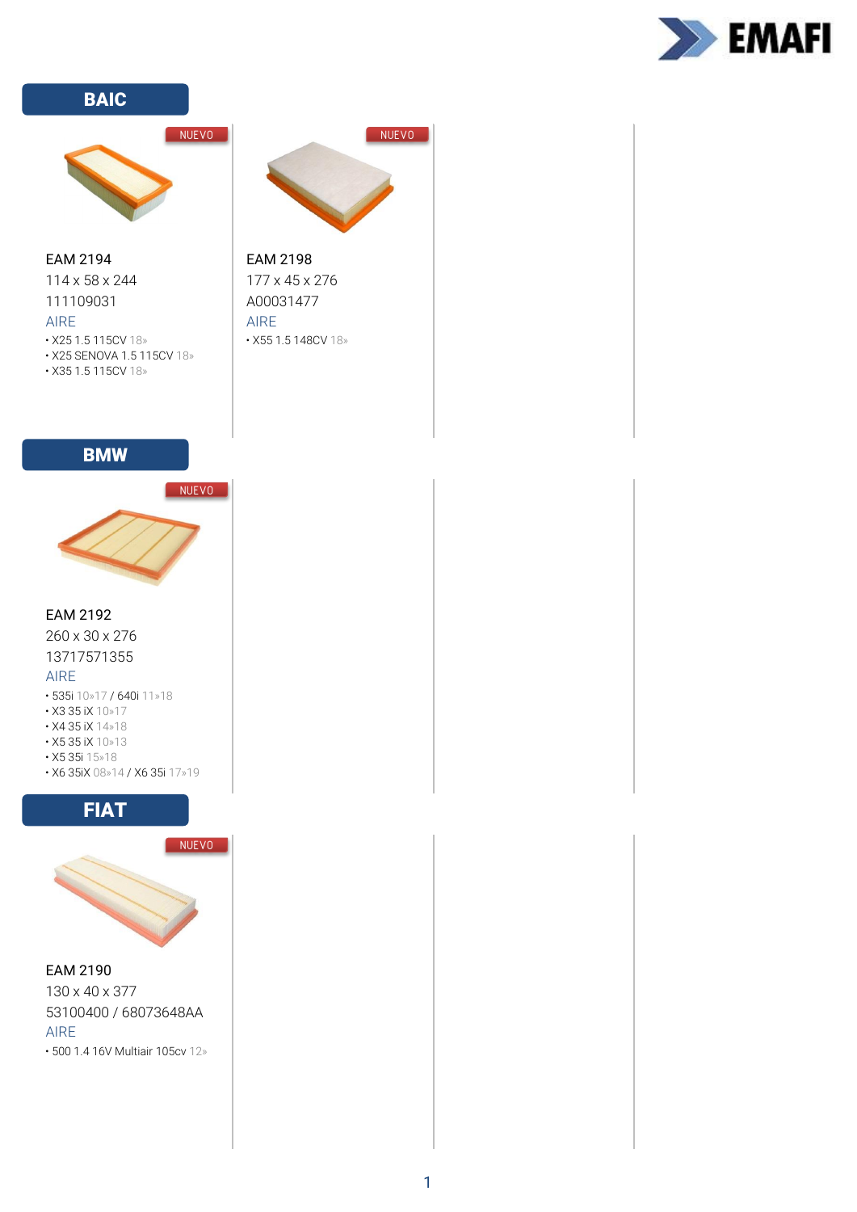## BAIC

NUEVO

EAM 2194
114 x 58 x 244
111109031
AIRE

- X25 1.5 115CV 18»
- X25 SENOVA 1.5 115CV 18»
- X35 1.5 115CV 18»

NUEVO

EAM 2198
177 x 45 x 276
A00031477
AIRE

- X55 1.5 148CV 18»

## BMW

NUEVO

EAM 2192
260 x 30 x 276
13717571355
AIRE

- 535i 10»17 / 640i 11»18
- X3 35 iX 10»17
- X4 35 iX 14»18
- X5 35 iX 10»13
- X5 35i 15»18
- X6 35iX 08»14 / X6 35i 17»19

## FIAT

NUEVO

EAM 2190
130 x 40 x 377
53100400 / 68073648AA
AIRE

- 500 1.4 16V Multiair 105cv 12»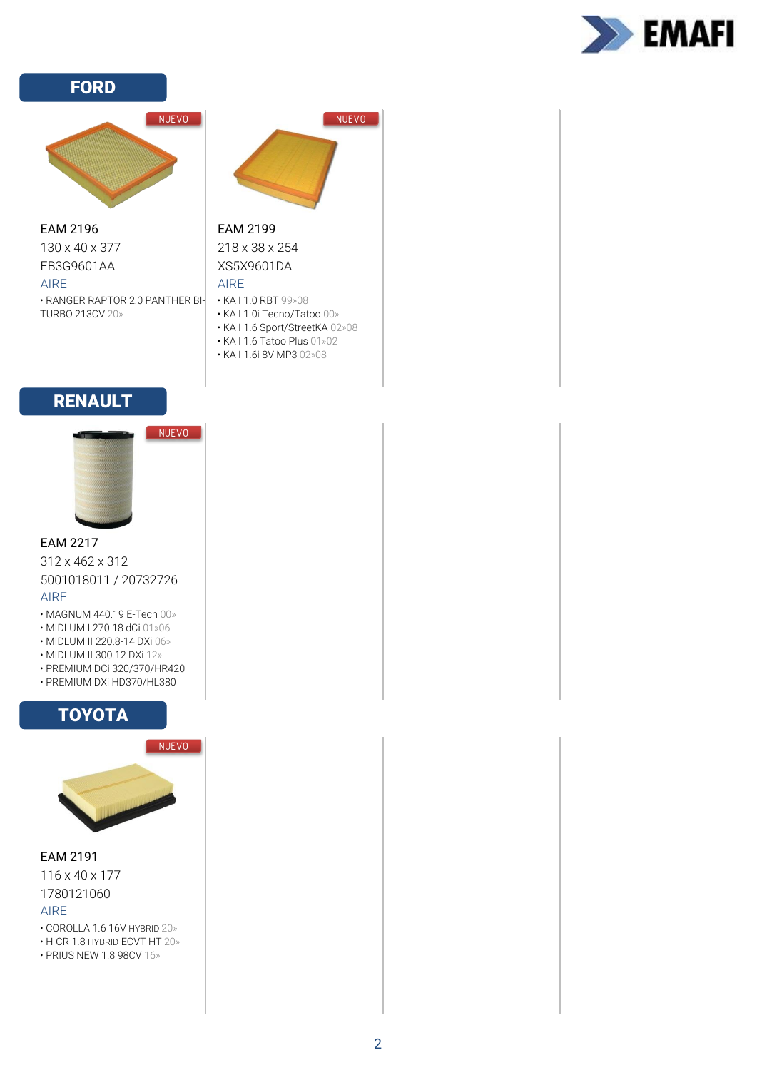## FORD

NUEVO

EAM 2196
130 x 40 x 377
EB3G9601AA
AIRE

- RANGER RAPTOR 2.0 PANTHER BI-TURBO 213CV 20»

NUEVO

EAM 2199
218 x 38 x 254
XS5X9601DA
AIRE

- KA I 1.0 RBT 99»08
- KA I 1.0i Tecno/Tatoo 00»
- KA I 1.6 Sport/StreetKA 02»08
- KA I 1.6 Tatoo Plus 01»02
- KA I 1.6i 8V MP3 02»08

## RENAULT

NUEVO

EAM 2217
312 x 462 x 312
5001018011 / 20732726
AIRE

- MAGNUM 440.19 E-Tech 00»
- MIDLUM I 270.18 dCi 01»06
- MIDLUM II 220.8-14 DXi 06»
- MIDLUM II 300.12 DXi 12»
- PREMIUM DCi 320/370/HR420
- PREMIUM DXi HD370/HL380

## TOYOTA

NUEVO

EAM 2191
116 x 40 x 177
1780121060
AIRE

- COROLLA 1.6 16V HYBRID 20»
- H-CR 1.8 HYBRID ECVT HT 20»
- PRIUS NEW 1.8 98CV 16»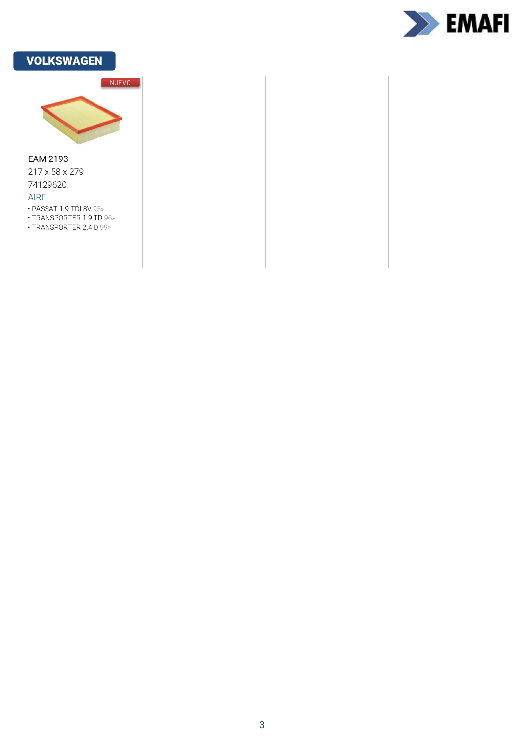## VOLKSWAGEN

NUEVO

EAM 2193
217 x 58 x 279
74129620
AIRE

- PASSAT 1.9 TDI 8V 95»
- TRANSPORTER 1.9 TD 96»
- TRANSPORTER 2.4 D 99»